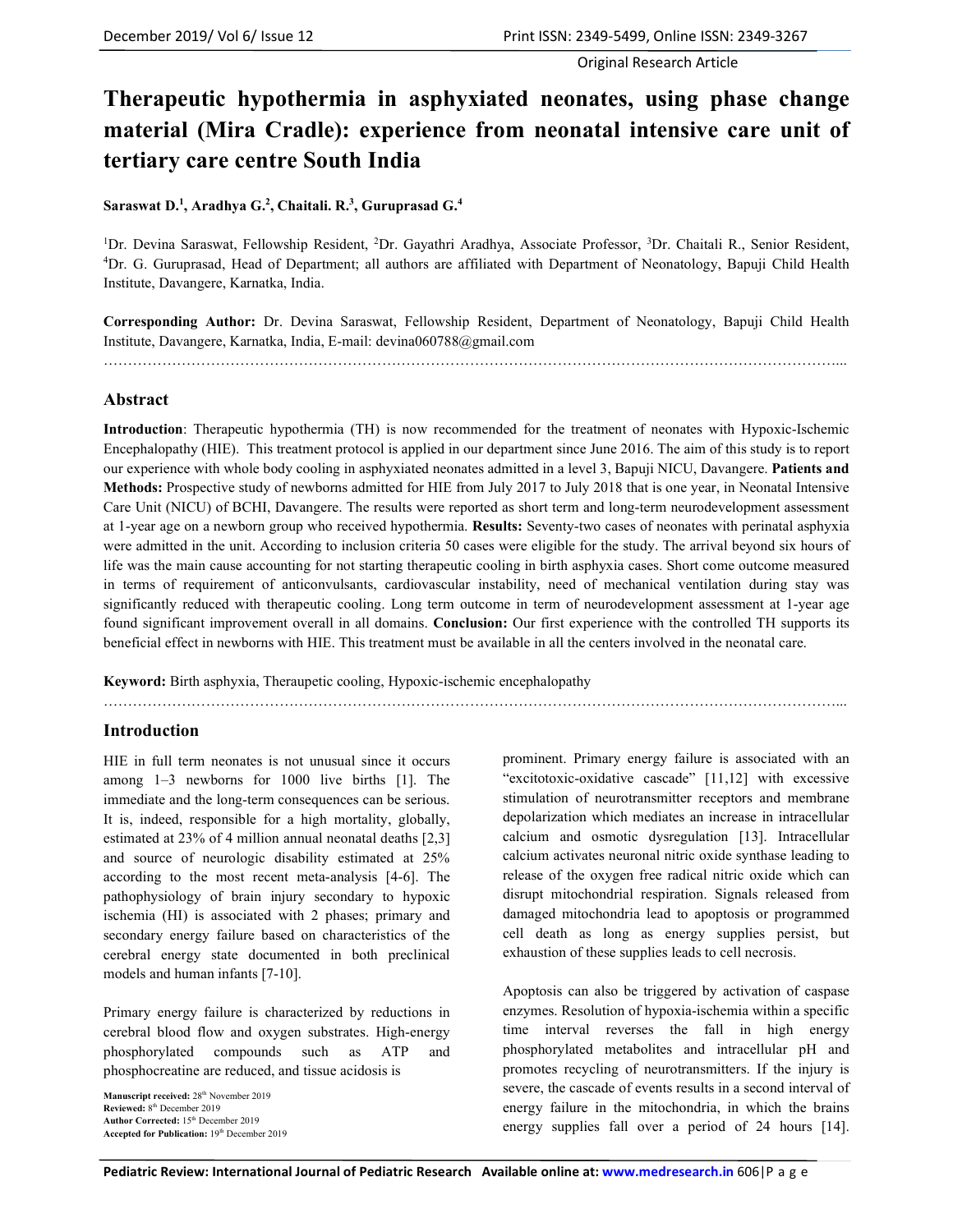Original Research Article

# Therapeutic hypothermia in asphyxiated neonates, using phase change material (Mira Cradle): experience from neonatal intensive care unit of tertiary care centre South India

**Saraswat D.[1], Aradhya G.[2], Chaitali. R.[3], Guruprasad G.[4]**

[1]Dr. Devina Saraswat, Fellowship Resident, [2]Dr. Gayathri Aradhya, Associate Professor, [3]Dr. Chaitali R., Senior Resident, [4]Dr. G. Guruprasad, Head of Department; all authors are affiliated with Department of Neonatology, Bapuji Child Health Institute, Davangere, Karnatka, India.

**Corresponding Author:** Dr. Devina Saraswat, Fellowship Resident, Department of Neonatology, Bapuji Child Health Institute, Davangere, Karnataka, India, E-mail: devina060788@gmail.com

## Abstract

**Introduction**: Therapeutic hypothermia (TH) is now recommended for the treatment of neonates with Hypoxic-Ischemic Encephalopathy (HIE). This treatment protocol is applied in our department since June 2016. The aim of this study is to report our experience with whole body cooling in asphyxiated neonates admitted in a level 3, Bapuji NICU, Davangere. **Patients and Methods:** Prospective study of newborns admitted for HIE from July 2017 to July 2018 that is one year, in Neonatal Intensive Care Unit (NICU) of BCHI, Davangere. The results were reported as short term and long-term neurodevelopment assessment at 1-year age on a newborn group who received hypothermia. **Results:** Seventy-two cases of neonates with perinatal asphyxia were admitted in the unit. According to inclusion criteria 50 cases were eligible for the study. The arrival beyond six hours of life was the main cause accounting for not starting therapeutic cooling in birth asphyxia cases. Short come outcome measured in terms of requirement of anticonvulsants, cardiovascular instability, need of mechanical ventilation during stay was significantly reduced with therapeutic cooling. Long term outcome in term of neurodevelopment assessment at 1-year age found significant improvement overall in all domains. **Conclusion:** Our first experience with the controlled TH supports its beneficial effect in newborns with HIE. This treatment must be available in all the centers involved in the neonatal care.

**Keyword:** Birth asphyxia, Theraupetic cooling, Hypoxic-ischemic encephalopathy

## Introduction

HIE in full term neonates is not unusual since it occurs among 1–3 newborns for 1000 live births [1]. The immediate and the long-term consequences can be serious. It is, indeed, responsible for a high mortality, globally, estimated at 23% of 4 million annual neonatal deaths [2,3] and source of neurologic disability estimated at 25% according to the most recent meta-analysis [4-6]. The pathophysiology of brain injury secondary to hypoxic ischemia (HI) is associated with 2 phases; primary and secondary energy failure based on characteristics of the cerebral energy state documented in both preclinical models and human infants [7-10].

Primary energy failure is characterized by reductions in cerebral blood flow and oxygen substrates. High-energy phosphorylated compounds such as ATP and phosphocreatine are reduced, and tissue acidosis is prominent. Primary energy failure is associated with an "excitotoxic-oxidative cascade" [11,12] with excessive stimulation of neurotransmitter receptors and membrane depolarization which mediates an increase in intracellular calcium and osmotic dysregulation [13]. Intracellular calcium activates neuronal nitric oxide synthase leading to release of the oxygen free radical nitric oxide which can disrupt mitochondrial respiration. Signals released from damaged mitochondria lead to apoptosis or programmed cell death as long as energy supplies persist, but exhaustion of these supplies leads to cell necrosis.

Apoptosis can also be triggered by activation of caspase enzymes. Resolution of hypoxia-ischemia within a specific time interval reverses the fall in high energy phosphorylated metabolites and intracellular pH and promotes recycling of neurotransmitters. If the injury is severe, the cascade of events results in a second interval of energy failure in the mitochondria, in which the brains energy supplies fall over a period of 24 hours [14].

**Manuscript received:** 28th November 2019
**Reviewed:** 8th December 2019
**Author Corrected:** 15th December 2019
**Accepted for Publication:** 19th December 2019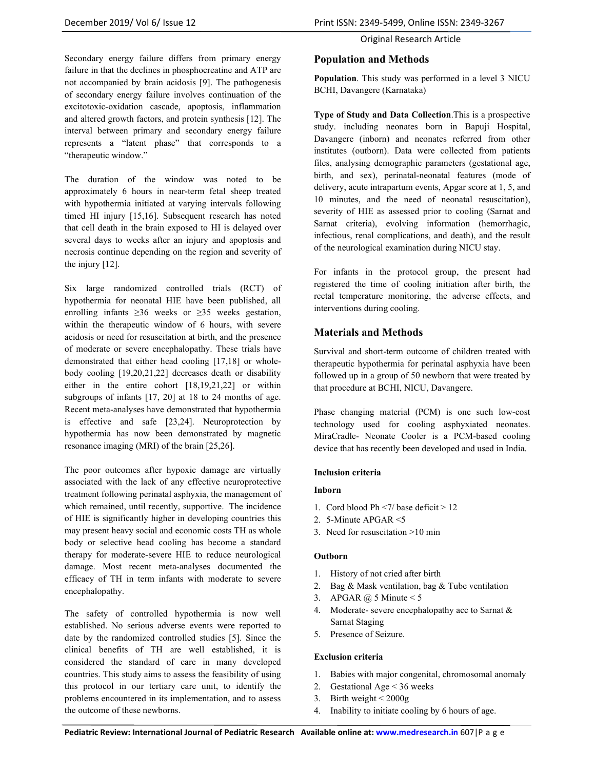Secondary energy failure differs from primary energy failure in that the declines in phosphocreatine and ATP are not accompanied by brain acidosis [9]. The pathogenesis of secondary energy failure involves continuation of the excitotoxic-oxidation cascade, apoptosis, inflammation and altered growth factors, and protein synthesis [12]. The interval between primary and secondary energy failure represents a "latent phase" that corresponds to a "therapeutic window."

The duration of the window was noted to be approximately 6 hours in near-term fetal sheep treated with hypothermia initiated at varying intervals following timed HI injury [15,16]. Subsequent research has noted that cell death in the brain exposed to HI is delayed over several days to weeks after an injury and apoptosis and necrosis continue depending on the region and severity of the injury [12].

Six large randomized controlled trials (RCT) of hypothermia for neonatal HIE have been published, all enrolling infants ≥36 weeks or ≥35 weeks gestation, within the therapeutic window of 6 hours, with severe acidosis or need for resuscitation at birth, and the presence of moderate or severe encephalopathy. These trials have demonstrated that either head cooling [17,18] or whole-body cooling [19,20,21,22] decreases death or disability either in the entire cohort [18,19,21,22] or within subgroups of infants [17, 20] at 18 to 24 months of age. Recent meta-analyses have demonstrated that hypothermia is effective and safe [23,24]. Neuroprotection by hypothermia has now been demonstrated by magnetic resonance imaging (MRI) of the brain [25,26].

The poor outcomes after hypoxic damage are virtually associated with the lack of any effective neuroprotective treatment following perinatal asphyxia, the management of which remained, until recently, supportive. The incidence of HIE is significantly higher in developing countries this may present heavy social and economic costs TH as whole body or selective head cooling has become a standard therapy for moderate-severe HIE to reduce neurological damage. Most recent meta-analyses documented the efficacy of TH in term infants with moderate to severe encephalopathy.

The safety of controlled hypothermia is now well established. No serious adverse events were reported to date by the randomized controlled studies [5]. Since the clinical benefits of TH are well established, it is considered the standard of care in many developed countries. This study aims to assess the feasibility of using this protocol in our tertiary care unit, to identify the problems encountered in its implementation, and to assess the outcome of these newborns.

## Population and Methods

**Population**. This study was performed in a level 3 NICU BCHI, Davangere (Karnataka)

**Type of Study and Data Collection**.This is a prospective study. including neonates born in Bapuji Hospital, Davangere (inborn) and neonates referred from other institutes (outborn). Data were collected from patients files, analysing demographic parameters (gestational age, birth, and sex), perinatal-neonatal features (mode of delivery, acute intrapartum events, Apgar score at 1, 5, and 10 minutes, and the need of neonatal resuscitation), severity of HIE as assessed prior to cooling (Sarnat and Sarnat criteria), evolving information (hemorrhagic, infectious, renal complications, and death), and the result of the neurological examination during NICU stay.

For infants in the protocol group, the present had registered the time of cooling initiation after birth, the rectal temperature monitoring, the adverse effects, and interventions during cooling.

## Materials and Methods

Survival and short-term outcome of children treated with therapeutic hypothermia for perinatal asphyxia have been followed up in a group of 50 newborn that were treated by that procedure at BCHI, NICU, Davangere.

Phase changing material (PCM) is one such low-cost technology used for cooling asphyxiated neonates. MiraCradle- Neonate Cooler is a PCM-based cooling device that has recently been developed and used in India.

#### Inclusion criteria

#### Inborn

1. Cord blood Ph <7/ base deficit > 12
2. 5-Minute APGAR <5
3. Need for resuscitation >10 min

#### Outborn

1. History of not cried after birth
2. Bag & Mask ventilation, bag & Tube ventilation
3. APGAR @ 5 Minute < 5
4. Moderate- severe encephalopathy acc to Sarnat & Sarnat Staging
5. Presence of Seizure.

#### Exclusion criteria

1. Babies with major congenital, chromosomal anomaly
2. Gestational Age < 36 weeks
3. Birth weight < 2000g
4. Inability to initiate cooling by 6 hours of age.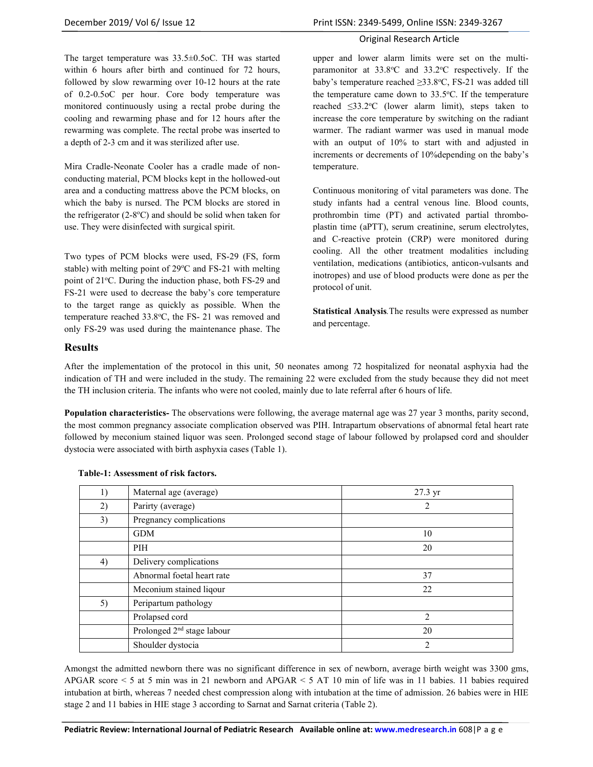The target temperature was 33.5±0.5oC. TH was started within 6 hours after birth and continued for 72 hours, followed by slow rewarming over 10-12 hours at the rate of 0.2-0.5oC per hour. Core body temperature was monitored continuously using a rectal probe during the cooling and rewarming phase and for 12 hours after the rewarming was complete. The rectal probe was inserted to a depth of 2-3 cm and it was sterilized after use.

Mira Cradle-Neonate Cooler has a cradle made of non-conducting material, PCM blocks kept in the hollowed-out area and a conducting mattress above the PCM blocks, on which the baby is nursed. The PCM blocks are stored in the refrigerator (2-8°C) and should be solid when taken for use. They were disinfected with surgical spirit.

Two types of PCM blocks were used, FS-29 (FS, form stable) with melting point of 29°C and FS-21 with melting point of 21°C. During the induction phase, both FS-29 and FS-21 were used to decrease the baby's core temperature to the target range as quickly as possible. When the temperature reached 33.8°C, the FS- 21 was removed and only FS-29 was used during the maintenance phase. The upper and lower alarm limits were set on the multi-paramonitor at 33.8°C and 33.2°C respectively. If the baby's temperature reached ≥33.8°C, FS-21 was added till the temperature came down to 33.5°C. If the temperature reached ≤33.2°C (lower alarm limit), steps taken to increase the core temperature by switching on the radiant warmer. The radiant warmer was used in manual mode with an output of 10% to start with and adjusted in increments or decrements of 10%depending on the baby's temperature.

Continuous monitoring of vital parameters was done. The study infants had a central venous line. Blood counts, prothrombin time (PT) and activated partial thrombo-plastin time (aPTT), serum creatinine, serum electrolytes, and C-reactive protein (CRP) were monitored during cooling. All the other treatment modalities including ventilation, medications (antibiotics, anticon-vulsants and inotropes) and use of blood products were done as per the protocol of unit.

**Statistical Analysis**.The results were expressed as number and percentage.

## Results

After the implementation of the protocol in this unit, 50 neonates among 72 hospitalized for neonatal asphyxia had the indication of TH and were included in the study. The remaining 22 were excluded from the study because they did not meet the TH inclusion criteria. The infants who were not cooled, mainly due to late referral after 6 hours of life.

**Population characteristics-** The observations were following, the average maternal age was 27 year 3 months, parity second, the most common pregnancy associate complication observed was PIH. Intrapartum observations of abnormal fetal heart rate followed by meconium stained liquor was seen. Prolonged second stage of labour followed by prolapsed cord and shoulder dystocia were associated with birth asphyxia cases (Table 1).

**Table-1: Assessment of risk factors.**

| | | |
|---|---|---|
| 1) | Maternal age (average) | 27.3 yr |
| 2) | Parirty (average) | 2 |
| 3) | Pregnancy complications | |
| | GDM | 10 |
| | PIH | 20 |
| 4) | Delivery complications | |
| | Abnormal foetal heart rate | 37 |
| | Meconium stained liqour | 22 |
| 5) | Peripartum pathology | |
| | Prolapsed cord | 2 |
| | Prolonged 2nd stage labour | 20 |
| | Shoulder dystocia | 2 |

Amongst the admitted newborn there was no significant difference in sex of newborn, average birth weight was 3300 gms, APGAR score < 5 at 5 min was in 21 newborn and APGAR < 5 AT 10 min of life was in 11 babies. 11 babies required intubation at birth, whereas 7 needed chest compression along with intubation at the time of admission. 26 babies were in HIE stage 2 and 11 babies in HIE stage 3 according to Sarnat and Sarnat criteria (Table 2).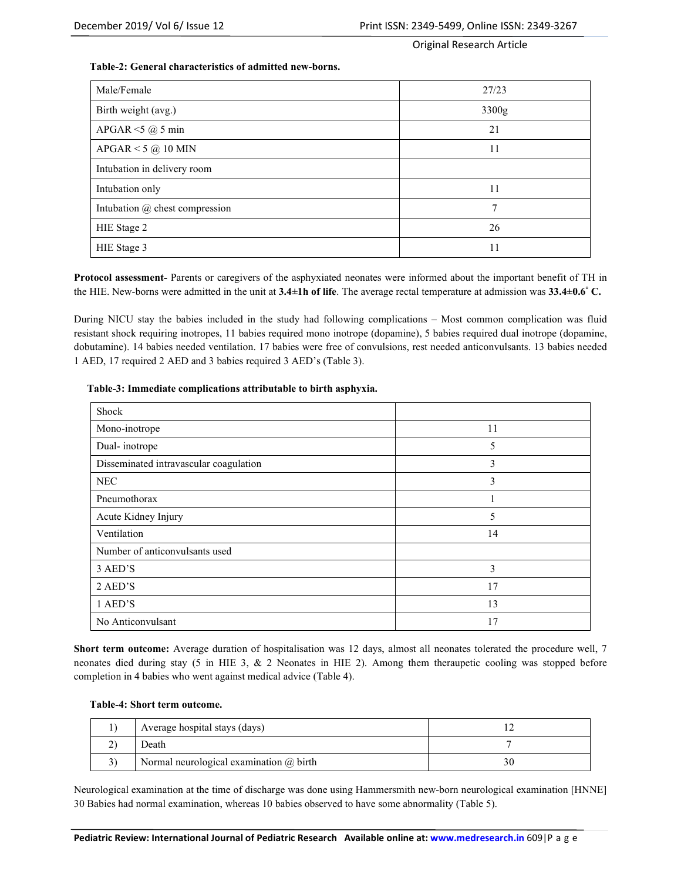**Table-2: General characteristics of admitted new-borns.**

| Male/Female | 27/23 |
|---|---|
| Birth weight (avg.) | 3300g |
| APGAR <5 @ 5 min | 21 |
| APGAR < 5 @ 10 MIN | 11 |
| Intubation in delivery room | |
| Intubation only | 11 |
| Intubation @ chest compression | 7 |
| HIE Stage 2 | 26 |
| HIE Stage 3 | 11 |

**Protocol assessment-** Parents or caregivers of the asphyxiated neonates were informed about the important benefit of TH in the HIE. New-borns were admitted in the unit at **3.4±1h of life**. The average rectal temperature at admission was **33.4±0.6° C.**

During NICU stay the babies included in the study had following complications – Most common complication was fluid resistant shock requiring inotropes, 11 babies required mono inotrope (dopamine), 5 babies required dual inotrope (dopamine, dobutamine). 14 babies needed ventilation. 17 babies were free of convulsions, rest needed anticonvulsants. 13 babies needed 1 AED, 17 required 2 AED and 3 babies required 3 AED's (Table 3).

**Table-3: Immediate complications attributable to birth asphyxia.**

| Shock | |
|---|---|
| Mono-inotrope | 11 |
| Dual- inotrope | 5 |
| Disseminated intravascular coagulation | 3 |
| NEC | 3 |
| Pneumothorax | 1 |
| Acute Kidney Injury | 5 |
| Ventilation | 14 |
| Number of anticonvulsants used | |
| 3 AED'S | 3 |
| 2 AED'S | 17 |
| 1 AED'S | 13 |
| No Anticonvulsant | 17 |

**Short term outcome:** Average duration of hospitalisation was 12 days, almost all neonates tolerated the procedure well, 7 neonates died during stay (5 in HIE 3, & 2 Neonates in HIE 2). Among them theraupetic cooling was stopped before completion in 4 babies who went against medical advice (Table 4).

**Table-4: Short term outcome.**

| | | |
|---|---|---|
| 1) | Average hospital stays (days) | 12 |
| 2) | Death | 7 |
| 3) | Normal neurological examination @ birth | 30 |

Neurological examination at the time of discharge was done using Hammersmith new-born neurological examination [HNNE] 30 Babies had normal examination, whereas 10 babies observed to have some abnormality (Table 5).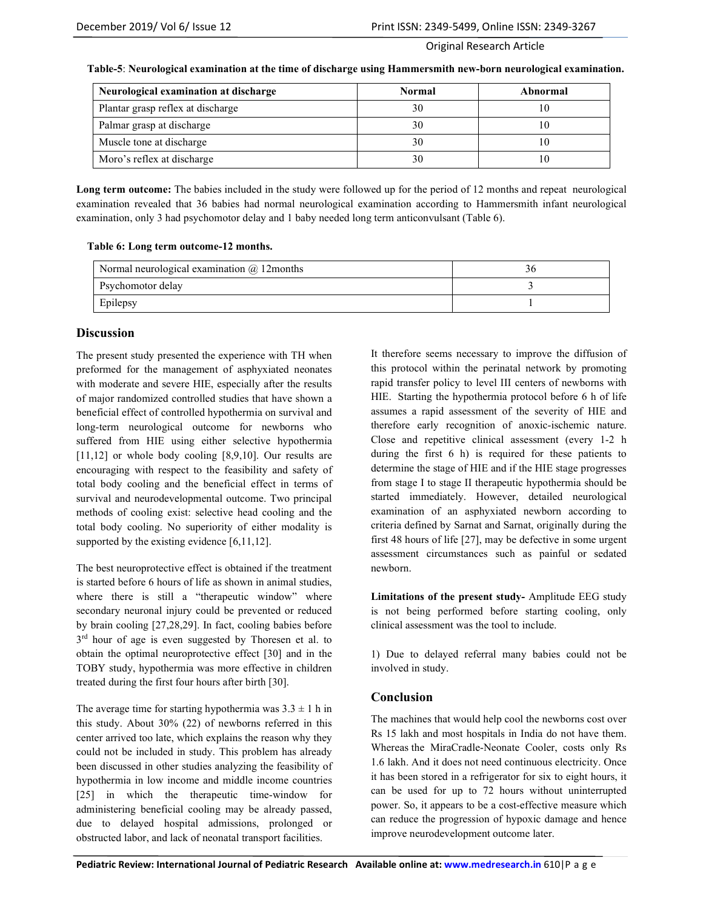**Table-5**: **Neurological examination at the time of discharge using Hammersmith new-born neurological examination.**

| Neurological examination at discharge | Normal | Abnormal |
|---|---|---|
| Plantar grasp reflex at discharge | 30 | 10 |
| Palmar grasp at discharge | 30 | 10 |
| Muscle tone at discharge | 30 | 10 |
| Moro's reflex at discharge | 30 | 10 |

**Long term outcome:** The babies included in the study were followed up for the period of 12 months and repeat neurological examination revealed that 36 babies had normal neurological examination according to Hammersmith infant neurological examination, only 3 had psychomotor delay and 1 baby needed long term anticonvulsant (Table 6).

**Table 6: Long term outcome-12 months.**

| | |
|---|---|
| Normal neurological examination @ 12months | 36 |
| Psychomotor delay | 3 |
| Epilepsy | 1 |

## Discussion

The present study presented the experience with TH when preformed for the management of asphyxiated neonates with moderate and severe HIE, especially after the results of major randomized controlled studies that have shown a beneficial effect of controlled hypothermia on survival and long-term neurological outcome for newborns who suffered from HIE using either selective hypothermia [11,12] or whole body cooling [8,9,10]. Our results are encouraging with respect to the feasibility and safety of total body cooling and the beneficial effect in terms of survival and neurodevelopmental outcome. Two principal methods of cooling exist: selective head cooling and the total body cooling. No superiority of either modality is supported by the existing evidence [6,11,12].

The best neuroprotective effect is obtained if the treatment is started before 6 hours of life as shown in animal studies, where there is still a "therapeutic window" where secondary neuronal injury could be prevented or reduced by brain cooling [27,28,29]. In fact, cooling babies before 3rd hour of age is even suggested by Thoresen et al. to obtain the optimal neuroprotective effect [30] and in the TOBY study, hypothermia was more effective in children treated during the first four hours after birth [30].

The average time for starting hypothermia was $3.3 \pm 1$ h in this study. About 30% (22) of newborns referred in this center arrived too late, which explains the reason why they could not be included in study. This problem has already been discussed in other studies analyzing the feasibility of hypothermia in low income and middle income countries [25] in which the therapeutic time-window for administering beneficial cooling may be already passed, due to delayed hospital admissions, prolonged or obstructed labor, and lack of neonatal transport facilities.

It therefore seems necessary to improve the diffusion of this protocol within the perinatal network by promoting rapid transfer policy to level III centers of newborns with HIE. Starting the hypothermia protocol before 6 h of life assumes a rapid assessment of the severity of HIE and therefore early recognition of anoxic-ischemic nature. Close and repetitive clinical assessment (every 1-2 h during the first 6 h) is required for these patients to determine the stage of HIE and if the HIE stage progresses from stage I to stage II therapeutic hypothermia should be started immediately. However, detailed neurological examination of an asphyxiated newborn according to criteria defined by Sarnat and Sarnat, originally during the first 48 hours of life [27], may be defective in some urgent assessment circumstances such as painful or sedated newborn.

**Limitations of the present study-** Amplitude EEG study is not being performed before starting cooling, only clinical assessment was the tool to include.

1) Due to delayed referral many babies could not be involved in study.

## Conclusion

The machines that would help cool the newborns cost over Rs 15 lakh and most hospitals in India do not have them. Whereas the MiraCradle-Neonate Cooler, costs only Rs 1.6 lakh. And it does not need continuous electricity. Once it has been stored in a refrigerator for six to eight hours, it can be used for up to 72 hours without uninterrupted power. So, it appears to be a cost-effective measure which can reduce the progression of hypoxic damage and hence improve neurodevelopment outcome later.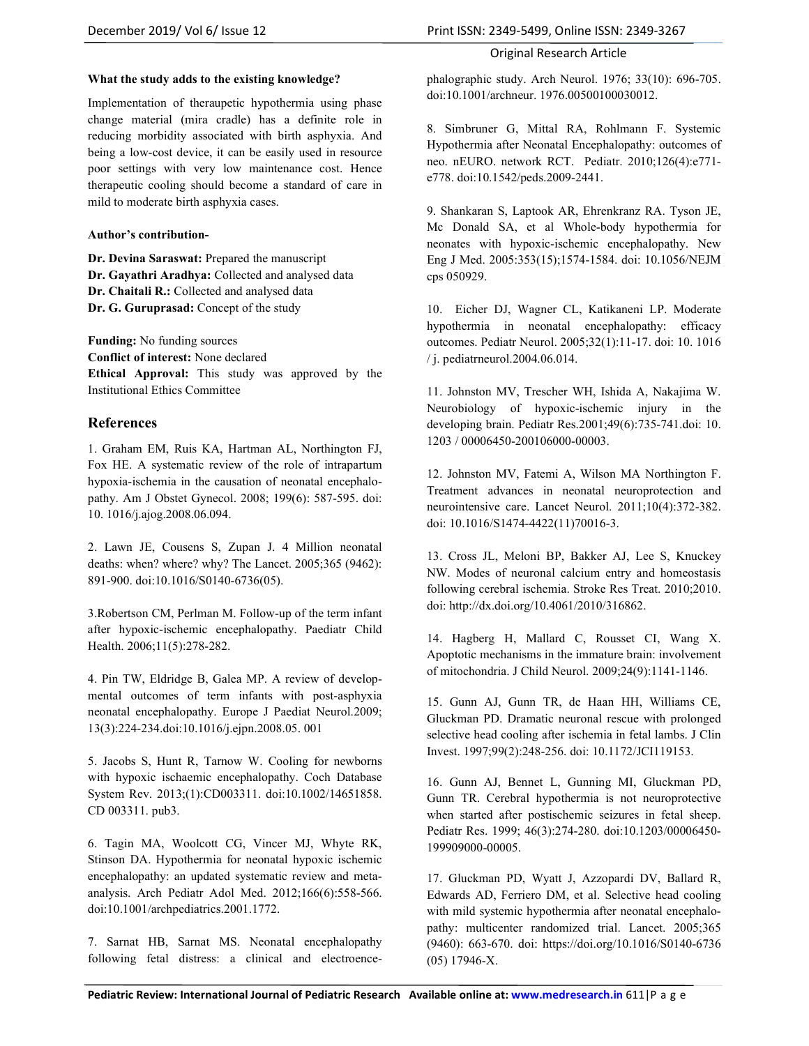**What the study adds to the existing knowledge?**

Implementation of theraupetic hypothermia using phase change material (mira cradle) has a definite role in reducing morbidity associated with birth asphyxia. And being a low-cost device, it can be easily used in resource poor settings with very low maintenance cost. Hence therapeutic cooling should become a standard of care in mild to moderate birth asphyxia cases.

**Author's contribution-**

**Dr. Devina Saraswat:** Prepared the manuscript
**Dr. Gayathri Aradhya:** Collected and analysed data
**Dr. Chaitali R.:** Collected and analysed data
**Dr. G. Guruprasad:** Concept of the study

**Funding:** No funding sources
**Conflict of interest:** None declared
**Ethical Approval:** This study was approved by the Institutional Ethics Committee

## References

1. Graham EM, Ruis KA, Hartman AL, Northington FJ, Fox HE. A systematic review of the role of intrapartum hypoxia-ischemia in the causation of neonatal encephalopathy. Am J Obstet Gynecol. 2008; 199(6): 587-595. doi: 10. 1016/j.ajog.2008.06.094.

2. Lawn JE, Cousens S, Zupan J. 4 Million neonatal deaths: when? where? why? The Lancet. 2005;365 (9462): 891-900. doi:10.1016/S0140-6736(05).

3. Robertson CM, Perlman M. Follow-up of the term infant after hypoxic-ischemic encephalopathy. Paediatr Child Health. 2006;11(5):278-282.

4. Pin TW, Eldridge B, Galea MP. A review of developmental outcomes of term infants with post-asphyxia neonatal encephalopathy. Europe J Paediat Neurol.2009; 13(3):224-234.doi:10.1016/j.ejpn.2008.05. 001

5. Jacobs S, Hunt R, Tarnow W. Cooling for newborns with hypoxic ischaemic encephalopathy. Coch Database System Rev. 2013;(1):CD003311. doi:10.1002/14651858. CD 003311. pub3.

6. Tagin MA, Woolcott CG, Vincer MJ, Whyte RK, Stinson DA. Hypothermia for neonatal hypoxic ischemic encephalopathy: an updated systematic review and meta-analysis. Arch Pediatr Adol Med. 2012;166(6):558-566. doi:10.1001/archpediatrics.2001.1772.

7. Sarnat HB, Sarnat MS. Neonatal encephalopathy following fetal distress: a clinical and electroencephalographic study. Arch Neurol. 1976; 33(10): 696-705. doi:10.1001/archneur. 1976.00500100030012.

8. Simbruner G, Mittal RA, Rohlmann F. Systemic Hypothermia after Neonatal Encephalopathy: outcomes of neo. nEURO. network RCT. Pediatr. 2010;126(4):e771-e778. doi:10.1542/peds.2009-2441.

9. Shankaran S, Laptook AR, Ehrenkranz RA. Tyson JE, Mc Donald SA, et al Whole-body hypothermia for neonates with hypoxic-ischemic encephalopathy. New Eng J Med. 2005:353(15);1574-1584. doi: 10.1056/NEJM cps 050929.

10. Eicher DJ, Wagner CL, Katikaneni LP. Moderate hypothermia in neonatal encephalopathy: efficacy outcomes. Pediatr Neurol. 2005;32(1):11-17. doi: 10. 1016 / j. pediatrneurol.2004.06.014.

11. Johnston MV, Trescher WH, Ishida A, Nakajima W. Neurobiology of hypoxic-ischemic injury in the developing brain. Pediatr Res.2001;49(6):735-741.doi: 10. 1203 / 00006450-200106000-00003.

12. Johnston MV, Fatemi A, Wilson MA Northington F. Treatment advances in neonatal neuroprotection and neurointensive care. Lancet Neurol. 2011;10(4):372-382. doi: 10.1016/S1474-4422(11)70016-3.

13. Cross JL, Meloni BP, Bakker AJ, Lee S, Knuckey NW. Modes of neuronal calcium entry and homeostasis following cerebral ischemia. Stroke Res Treat. 2010;2010. doi: http://dx.doi.org/10.4061/2010/316862.

14. Hagberg H, Mallard C, Rousset CI, Wang X. Apoptotic mechanisms in the immature brain: involvement of mitochondria. J Child Neurol. 2009;24(9):1141-1146.

15. Gunn AJ, Gunn TR, de Haan HH, Williams CE, Gluckman PD. Dramatic neuronal rescue with prolonged selective head cooling after ischemia in fetal lambs. J Clin Invest. 1997;99(2):248-256. doi: 10.1172/JCI119153.

16. Gunn AJ, Bennet L, Gunning MI, Gluckman PD, Gunn TR. Cerebral hypothermia is not neuroprotective when started after postischemic seizures in fetal sheep. Pediatr Res. 1999; 46(3):274-280. doi:10.1203/00006450-199909000-00005.

17. Gluckman PD, Wyatt J, Azzopardi DV, Ballard R, Edwards AD, Ferriero DM, et al. Selective head cooling with mild systemic hypothermia after neonatal encephalopathy: multicenter randomized trial. Lancet. 2005;365 (9460): 663-670. doi: https://doi.org/10.1016/S0140-6736 (05) 17946-X.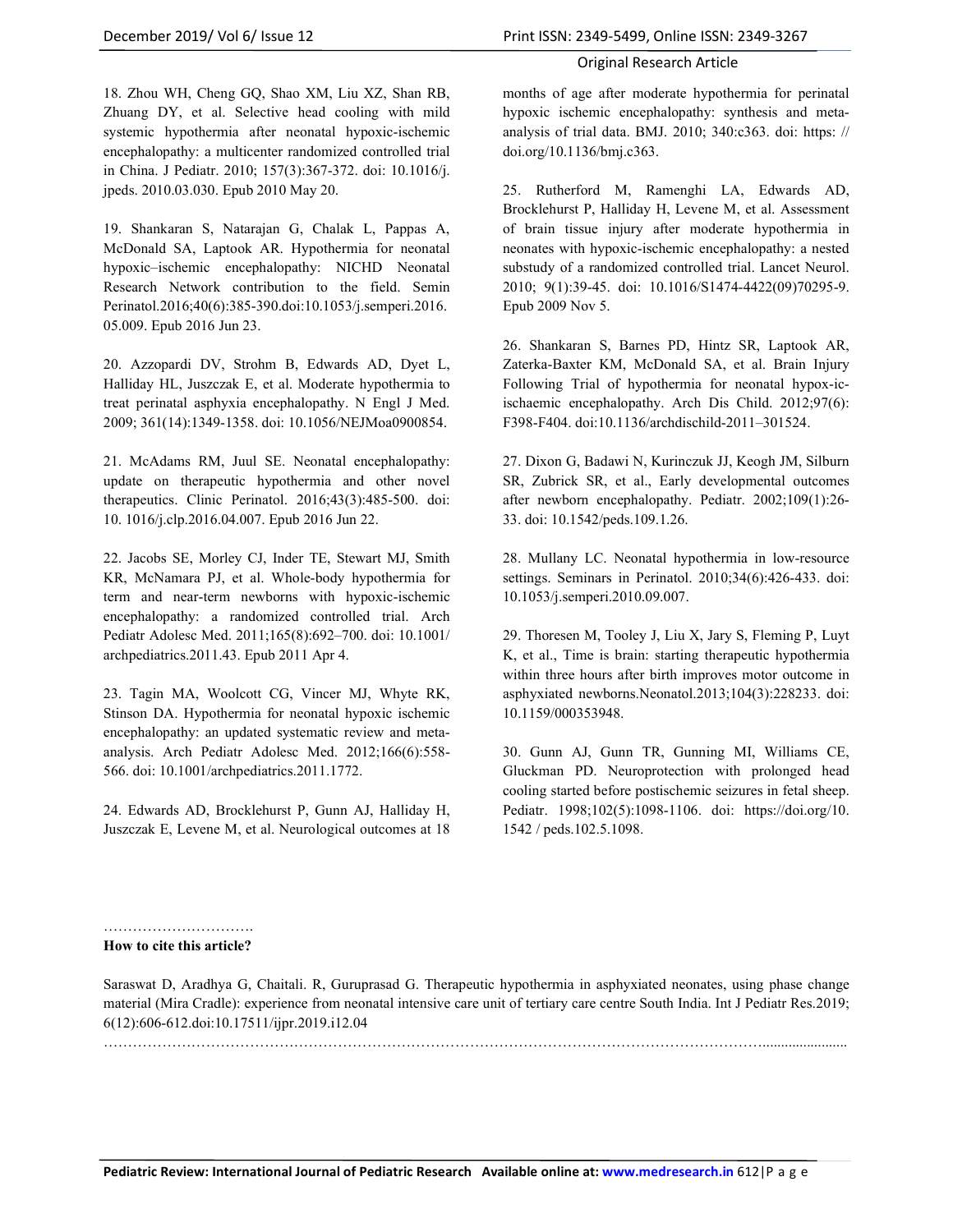18. Zhou WH, Cheng GQ, Shao XM, Liu XZ, Shan RB, Zhuang DY, et al. Selective head cooling with mild systemic hypothermia after neonatal hypoxic-ischemic encephalopathy: a multicenter randomized controlled trial in China. J Pediatr. 2010; 157(3):367-372. doi: 10.1016/j. jpeds. 2010.03.030. Epub 2010 May 20.

19. Shankaran S, Natarajan G, Chalak L, Pappas A, McDonald SA, Laptook AR. Hypothermia for neonatal hypoxic–ischemic encephalopathy: NICHD Neonatal Research Network contribution to the field. Semin Perinatol.2016;40(6):385-390.doi:10.1053/j.semperi.2016. 05.009. Epub 2016 Jun 23.

20. Azzopardi DV, Strohm B, Edwards AD, Dyet L, Halliday HL, Juszczak E, et al. Moderate hypothermia to treat perinatal asphyxia encephalopathy. N Engl J Med. 2009; 361(14):1349-1358. doi: 10.1056/NEJMoa0900854.

21. McAdams RM, Juul SE. Neonatal encephalopathy: update on therapeutic hypothermia and other novel therapeutics. Clinic Perinatol. 2016;43(3):485-500. doi: 10. 1016/j.clp.2016.04.007. Epub 2016 Jun 22.

22. Jacobs SE, Morley CJ, Inder TE, Stewart MJ, Smith KR, McNamara PJ, et al. Whole-body hypothermia for term and near-term newborns with hypoxic-ischemic encephalopathy: a randomized controlled trial. Arch Pediatr Adolesc Med. 2011;165(8):692–700. doi: 10.1001/ archpediatrics.2011.43. Epub 2011 Apr 4.

23. Tagin MA, Woolcott CG, Vincer MJ, Whyte RK, Stinson DA. Hypothermia for neonatal hypoxic ischemic encephalopathy: an updated systematic review and meta-analysis. Arch Pediatr Adolesc Med. 2012;166(6):558-566. doi: 10.1001/archpediatrics.2011.1772.

24. Edwards AD, Brocklehurst P, Gunn AJ, Halliday H, Juszczak E, Levene M, et al. Neurological outcomes at 18 months of age after moderate hypothermia for perinatal hypoxic ischemic encephalopathy: synthesis and meta-analysis of trial data. BMJ. 2010; 340:c363. doi: https: // doi.org/10.1136/bmj.c363.

25. Rutherford M, Ramenghi LA, Edwards AD, Brocklehurst P, Halliday H, Levene M, et al. Assessment of brain tissue injury after moderate hypothermia in neonates with hypoxic-ischemic encephalopathy: a nested substudy of a randomized controlled trial. Lancet Neurol. 2010; 9(1):39-45. doi: 10.1016/S1474-4422(09)70295-9. Epub 2009 Nov 5.

26. Shankaran S, Barnes PD, Hintz SR, Laptook AR, Zaterka-Baxter KM, McDonald SA, et al. Brain Injury Following Trial of hypothermia for neonatal hypox-ic-ischaemic encephalopathy. Arch Dis Child. 2012;97(6): F398-F404. doi:10.1136/archdischild-2011–301524.

27. Dixon G, Badawi N, Kurinczuk JJ, Keogh JM, Silburn SR, Zubrick SR, et al., Early developmental outcomes after newborn encephalopathy. Pediatr. 2002;109(1):26-33. doi: 10.1542/peds.109.1.26.

28. Mullany LC. Neonatal hypothermia in low-resource settings. Seminars in Perinatol. 2010;34(6):426-433. doi: 10.1053/j.semperi.2010.09.007.

29. Thoresen M, Tooley J, Liu X, Jary S, Fleming P, Luyt K, et al., Time is brain: starting therapeutic hypothermia within three hours after birth improves motor outcome in asphyxiated newborns.Neonatol.2013;104(3):228233. doi: 10.1159/000353948.

30. Gunn AJ, Gunn TR, Gunning MI, Williams CE, Gluckman PD. Neuroprotection with prolonged head cooling started before postischemic seizures in fetal sheep. Pediatr. 1998;102(5):1098-1106. doi: https://doi.org/10. 1542 / peds.102.5.1098.

…………………………

**How to cite this article?**

Saraswat D, Aradhya G, Chaitali. R, Guruprasad G. Therapeutic hypothermia in asphyxiated neonates, using phase change material (Mira Cradle): experience from neonatal intensive care unit of tertiary care centre South India. Int J Pediatr Res.2019; 6(12):606-612.doi:10.17511/ijpr.2019.i12.04

………………………………………………………………………………………………………………………